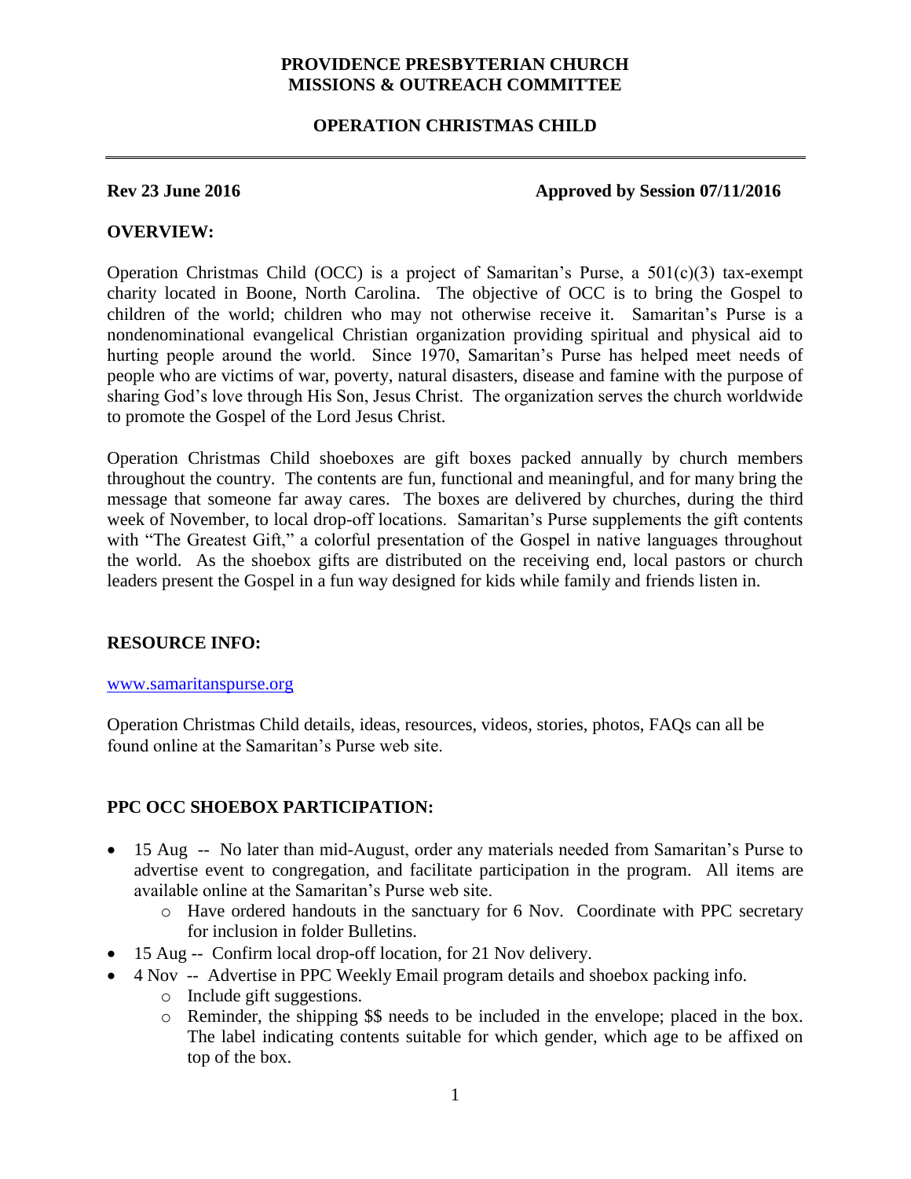**PROVIDENCE PRESBYTERIAN CHURCH**
**MISSIONS & OUTREACH COMMITTEE**

**OPERATION CHRISTMAS CHILD**

---

**Rev 23 June 2016** **Approved by Session 07/11/2016**

## OVERVIEW:

Operation Christmas Child (OCC) is a project of Samaritan's Purse, a 501(c)(3) tax-exempt charity located in Boone, North Carolina. The objective of OCC is to bring the Gospel to children of the world; children who may not otherwise receive it. Samaritan's Purse is a nondenominational evangelical Christian organization providing spiritual and physical aid to hurting people around the world. Since 1970, Samaritan's Purse has helped meet needs of people who are victims of war, poverty, natural disasters, disease and famine with the purpose of sharing God's love through His Son, Jesus Christ. The organization serves the church worldwide to promote the Gospel of the Lord Jesus Christ.

Operation Christmas Child shoeboxes are gift boxes packed annually by church members throughout the country. The contents are fun, functional and meaningful, and for many bring the message that someone far away cares. The boxes are delivered by churches, during the third week of November, to local drop-off locations. Samaritan's Purse supplements the gift contents with "The Greatest Gift," a colorful presentation of the Gospel in native languages throughout the world. As the shoebox gifts are distributed on the receiving end, local pastors or church leaders present the Gospel in a fun way designed for kids while family and friends listen in.

## RESOURCE INFO:

www.samaritanspurse.org

Operation Christmas Child details, ideas, resources, videos, stories, photos, FAQs can all be found online at the Samaritan's Purse web site.

## PPC OCC SHOEBOX PARTICIPATION:

- 15 Aug -- No later than mid-August, order any materials needed from Samaritan's Purse to advertise event to congregation, and facilitate participation in the program. All items are available online at the Samaritan's Purse web site.
  - Have ordered handouts in the sanctuary for 6 Nov. Coordinate with PPC secretary for inclusion in folder Bulletins.
- 15 Aug -- Confirm local drop-off location, for 21 Nov delivery.
- 4 Nov -- Advertise in PPC Weekly Email program details and shoebox packing info.
  - Include gift suggestions.
  - Reminder, the shipping $$ needs to be included in the envelope; placed in the box. The label indicating contents suitable for which gender, which age to be affixed on top of the box.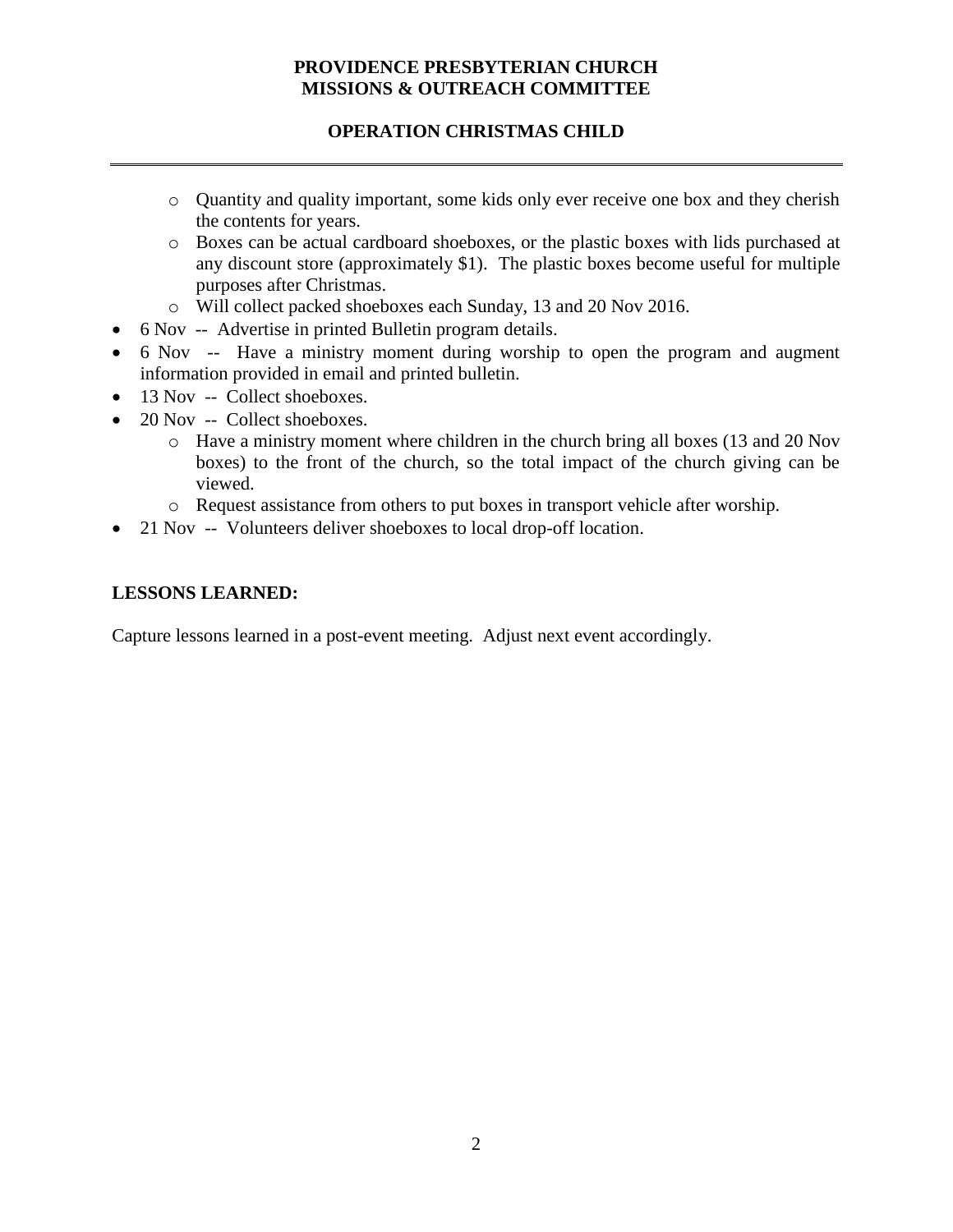**PROVIDENCE PRESBYTERIAN CHURCH**
**MISSIONS & OUTREACH COMMITTEE**

**OPERATION CHRISTMAS CHILD**

---

  - Quantity and quality important, some kids only ever receive one box and they cherish the contents for years.
  - Boxes can be actual cardboard shoeboxes, or the plastic boxes with lids purchased at any discount store (approximately $1). The plastic boxes become useful for multiple purposes after Christmas.
  - Will collect packed shoeboxes each Sunday, 13 and 20 Nov 2016.
- 6 Nov -- Advertise in printed Bulletin program details.
- 6 Nov -- Have a ministry moment during worship to open the program and augment information provided in email and printed bulletin.
- 13 Nov -- Collect shoeboxes.
- 20 Nov -- Collect shoeboxes.
  - Have a ministry moment where children in the church bring all boxes (13 and 20 Nov boxes) to the front of the church, so the total impact of the church giving can be viewed.
  - Request assistance from others to put boxes in transport vehicle after worship.
- 21 Nov -- Volunteers deliver shoeboxes to local drop-off location.

**LESSONS LEARNED:**

Capture lessons learned in a post-event meeting. Adjust next event accordingly.